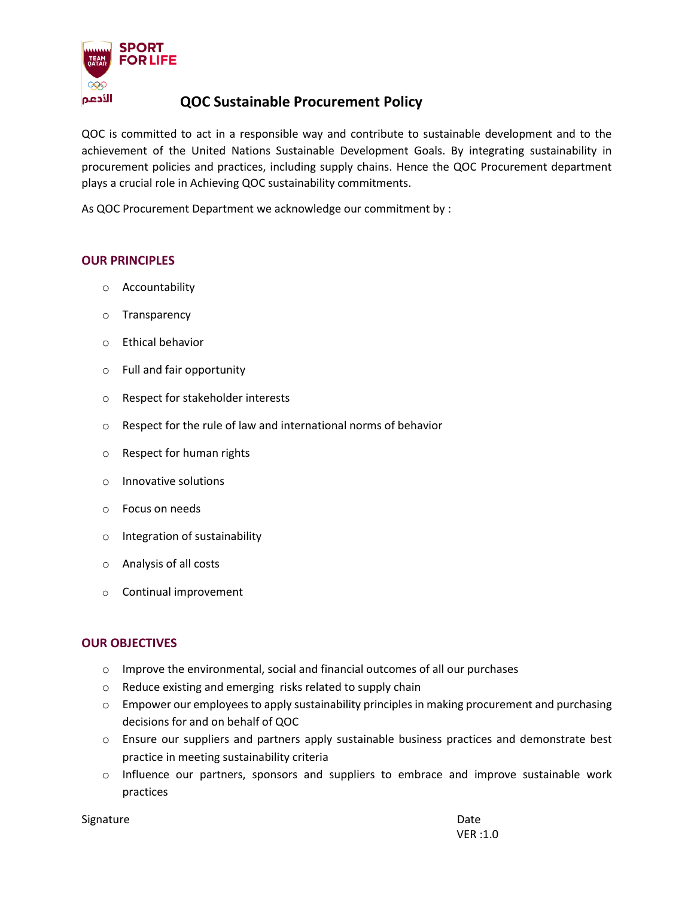# QOC Sustainable Procurement Policy

QOC is committed to act in a responsible way and contribute to sustainable development and to the achievement of the United Nations Sustainable Development Goals. By integrating sustainability in procurement policies and practices, including supply chains. Hence the QOC Procurement department plays a crucial role in Achieving QOC sustainability commitments.

As QOC Procurement Department we acknowledge our commitment by :

## OUR PRINCIPLES

- Accountability
- Transparency
- Ethical behavior
- Full and fair opportunity
- Respect for stakeholder interests
- Respect for the rule of law and international norms of behavior
- Respect for human rights
- Innovative solutions
- Focus on needs
- Integration of sustainability
- Analysis of all costs
- Continual improvement

## OUR OBJECTIVES

- Improve the environmental, social and financial outcomes of all our purchases
- Reduce existing and emerging risks related to supply chain
- Empower our employees to apply sustainability principles in making procurement and purchasing decisions for and on behalf of QOC
- Ensure our suppliers and partners apply sustainable business practices and demonstrate best practice in meeting sustainability criteria
- Influence our partners, sponsors and suppliers to embrace and improve sustainable work practices

Signature

Date

VER :1.0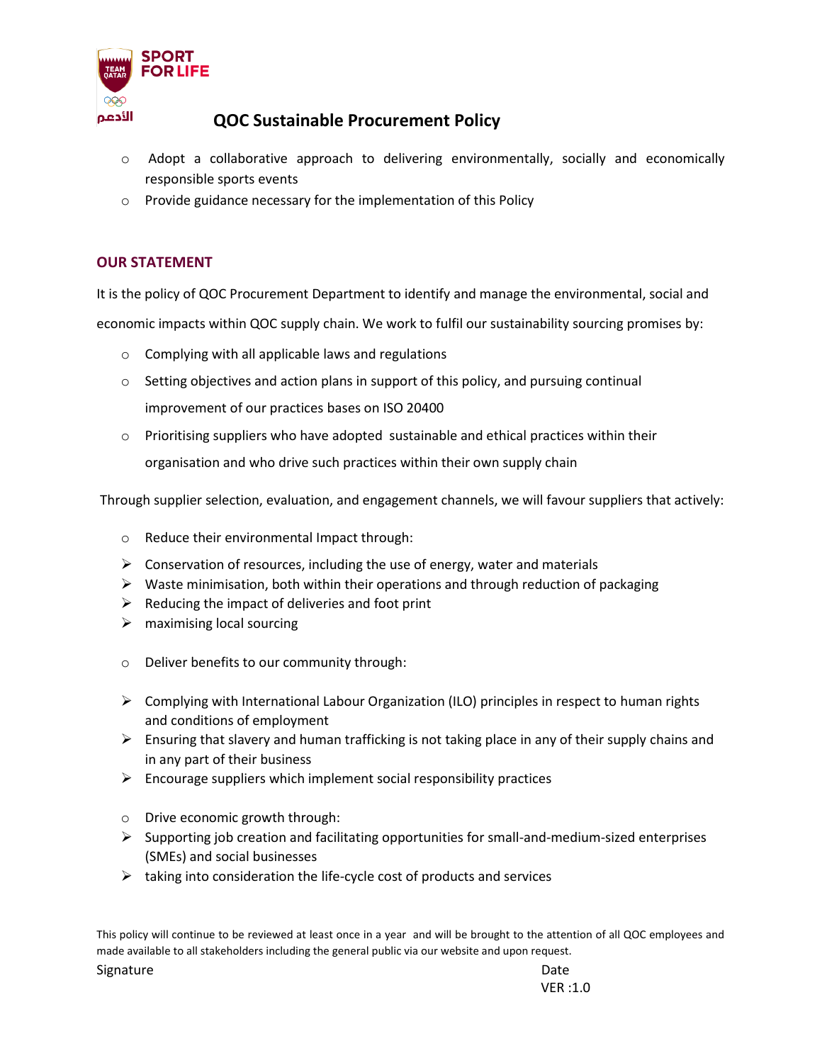# QOC Sustainable Procurement Policy

- Adopt a collaborative approach to delivering environmentally, socially and economically responsible sports events
- Provide guidance necessary for the implementation of this Policy

## OUR STATEMENT

It is the policy of QOC Procurement Department to identify and manage the environmental, social and economic impacts within QOC supply chain. We work to fulfil our sustainability sourcing promises by:

- Complying with all applicable laws and regulations
- Setting objectives and action plans in support of this policy, and pursuing continual improvement of our practices bases on ISO 20400
- Prioritising suppliers who have adopted sustainable and ethical practices within their organisation and who drive such practices within their own supply chain

Through supplier selection, evaluation, and engagement channels, we will favour suppliers that actively:

- Reduce their environmental Impact through:
  - Conservation of resources, including the use of energy, water and materials
  - Waste minimisation, both within their operations and through reduction of packaging
  - Reducing the impact of deliveries and foot print
  - maximising local sourcing

- Deliver benefits to our community through:
  - Complying with International Labour Organization (ILO) principles in respect to human rights and conditions of employment
  - Ensuring that slavery and human trafficking is not taking place in any of their supply chains and in any part of their business
  - Encourage suppliers which implement social responsibility practices

- Drive economic growth through:
  - Supporting job creation and facilitating opportunities for small-and-medium-sized enterprises (SMEs) and social businesses
  - taking into consideration the life-cycle cost of products and services

This policy will continue to be reviewed at least once in a year and will be brought to the attention of all QOC employees and made available to all stakeholders including the general public via our website and upon request.

Signature

Date

VER :1.0